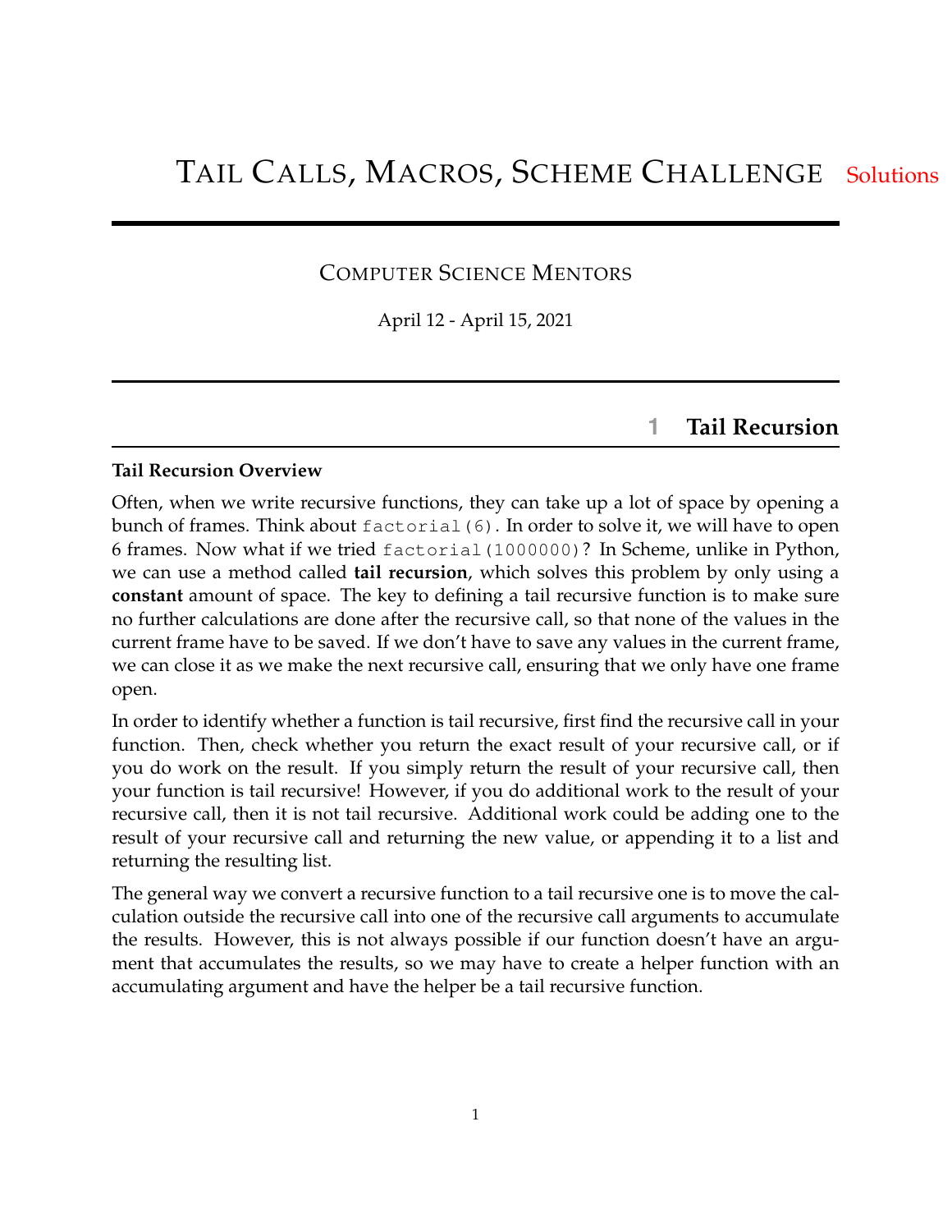# Tail Calls, Macros, Scheme Challenge Solutions

## Computer Science Mentors

April 12 - April 15, 2021

## 1 Tail Recursion

### Tail Recursion Overview

Often, when we write recursive functions, they can take up a lot of space by opening a bunch of frames. Think about `factorial(6)`. In order to solve it, we will have to open 6 frames. Now what if we tried `factorial(1000000)`? In Scheme, unlike in Python, we can use a method called **tail recursion**, which solves this problem by only using a **constant** amount of space. The key to defining a tail recursive function is to make sure no further calculations are done after the recursive call, so that none of the values in the current frame have to be saved. If we don't have to save any values in the current frame, we can close it as we make the next recursive call, ensuring that we only have one frame open.

In order to identify whether a function is tail recursive, first find the recursive call in your function. Then, check whether you return the exact result of your recursive call, or if you do work on the result. If you simply return the result of your recursive call, then your function is tail recursive! However, if you do additional work to the result of your recursive call, then it is not tail recursive. Additional work could be adding one to the result of your recursive call and returning the new value, or appending it to a list and returning the resulting list.

The general way we convert a recursive function to a tail recursive one is to move the calculation outside the recursive call into one of the recursive call arguments to accumulate the results. However, this is not always possible if our function doesn't have an argument that accumulates the results, so we may have to create a helper function with an accumulating argument and have the helper be a tail recursive function.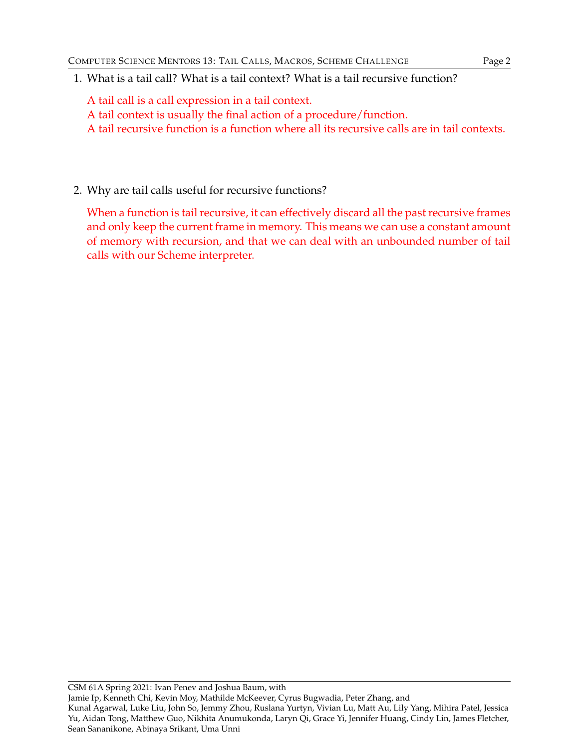1. What is a tail call? What is a tail context? What is a tail recursive function?

   A tail call is a call expression in a tail context.
   A tail context is usually the final action of a procedure/function.
   A tail recursive function is a function where all its recursive calls are in tail contexts.

2. Why are tail calls useful for recursive functions?

   When a function is tail recursive, it can effectively discard all the past recursive frames and only keep the current frame in memory. This means we can use a constant amount of memory with recursion, and that we can deal with an unbounded number of tail calls with our Scheme interpreter.

CSM 61A Spring 2021: Ivan Penev and Joshua Baum, with
Jamie Ip, Kenneth Chi, Kevin Moy, Mathilde McKeever, Cyrus Bugwadia, Peter Zhang, and
Kunal Agarwal, Luke Liu, John So, Jemmy Zhou, Ruslana Yurtyn, Vivian Lu, Matt Au, Lily Yang, Mihira Patel, Jessica Yu, Aidan Tong, Matthew Guo, Nikhita Anumukonda, Laryn Qi, Grace Yi, Jennifer Huang, Cindy Lin, James Fletcher, Sean Sananikone, Abinaya Srikant, Uma Unni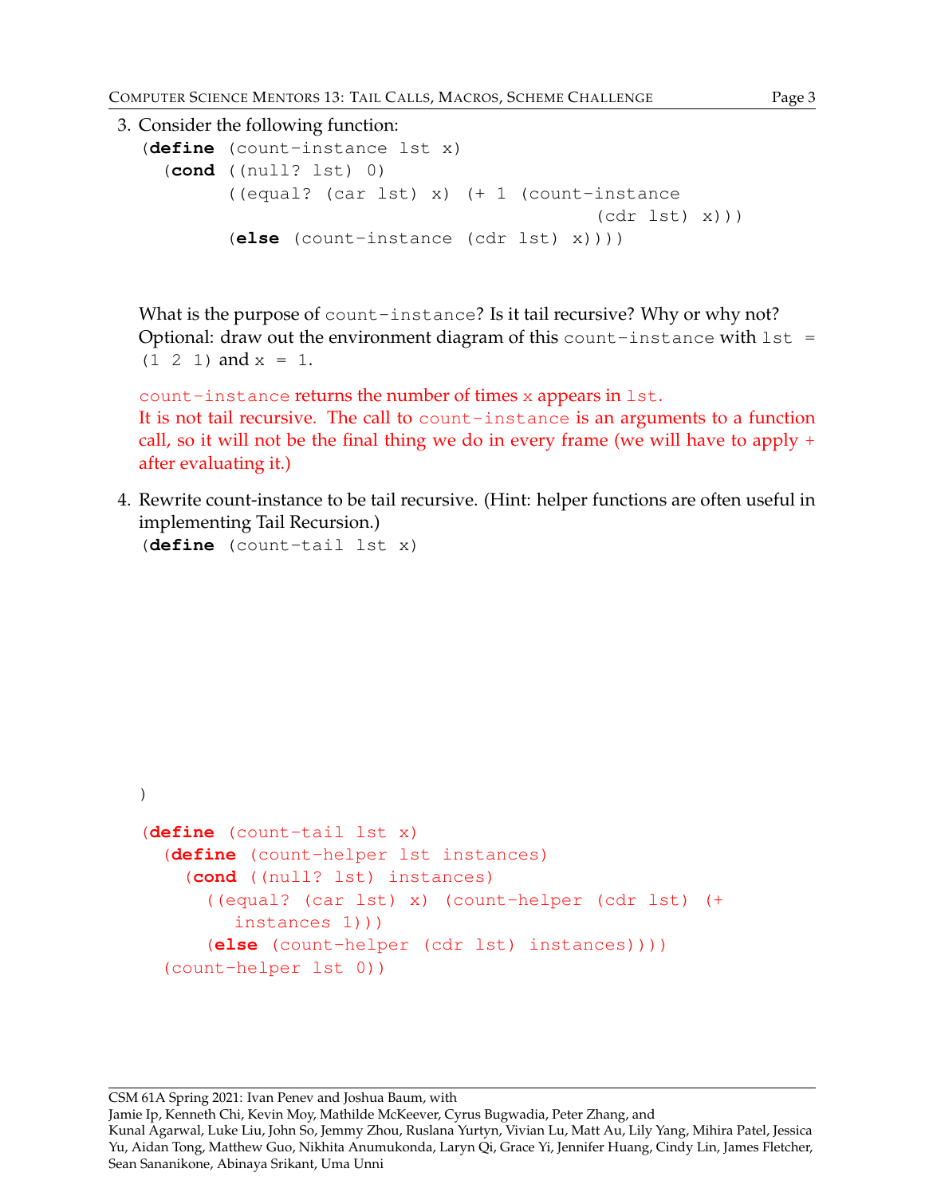3. Consider the following function:

```
(define (count-instance lst x)
  (cond ((null? lst) 0)
        ((equal? (car lst) x) (+ 1 (count-instance
                                     (cdr lst) x)))
        (else (count-instance (cdr lst) x))))
```

What is the purpose of `count-instance`? Is it tail recursive? Why or why not? Optional: draw out the environment diagram of this `count-instance` with `lst = (1 2 1)` and `x = 1`.

`count-instance` returns the number of times `x` appears in `lst`.
It is not tail recursive. The call to `count-instance` is an arguments to a function call, so it will not be the final thing we do in every frame (we will have to apply + after evaluating it.)

4. Rewrite count-instance to be tail recursive. (Hint: helper functions are often useful in implementing Tail Recursion.)

```
(define (count-tail lst x)

)
```

```
(define (count-tail lst x)
  (define (count-helper lst instances)
    (cond ((null? lst) instances)
      ((equal? (car lst) x) (count-helper (cdr lst) (+
         instances 1)))
      (else (count-helper (cdr lst) instances))))
  (count-helper lst 0))
```

CSM 61A Spring 2021: Ivan Penev and Joshua Baum, with
Jamie Ip, Kenneth Chi, Kevin Moy, Mathilde McKeever, Cyrus Bugwadia, Peter Zhang, and
Kunal Agarwal, Luke Liu, John So, Jemmy Zhou, Ruslana Yurtyn, Vivian Lu, Matt Au, Lily Yang, Mihira Patel, Jessica Yu, Aidan Tong, Matthew Guo, Nikhita Anumukonda, Laryn Qi, Grace Yi, Jennifer Huang, Cindy Lin, James Fletcher, Sean Sananikone, Abinaya Srikant, Uma Unni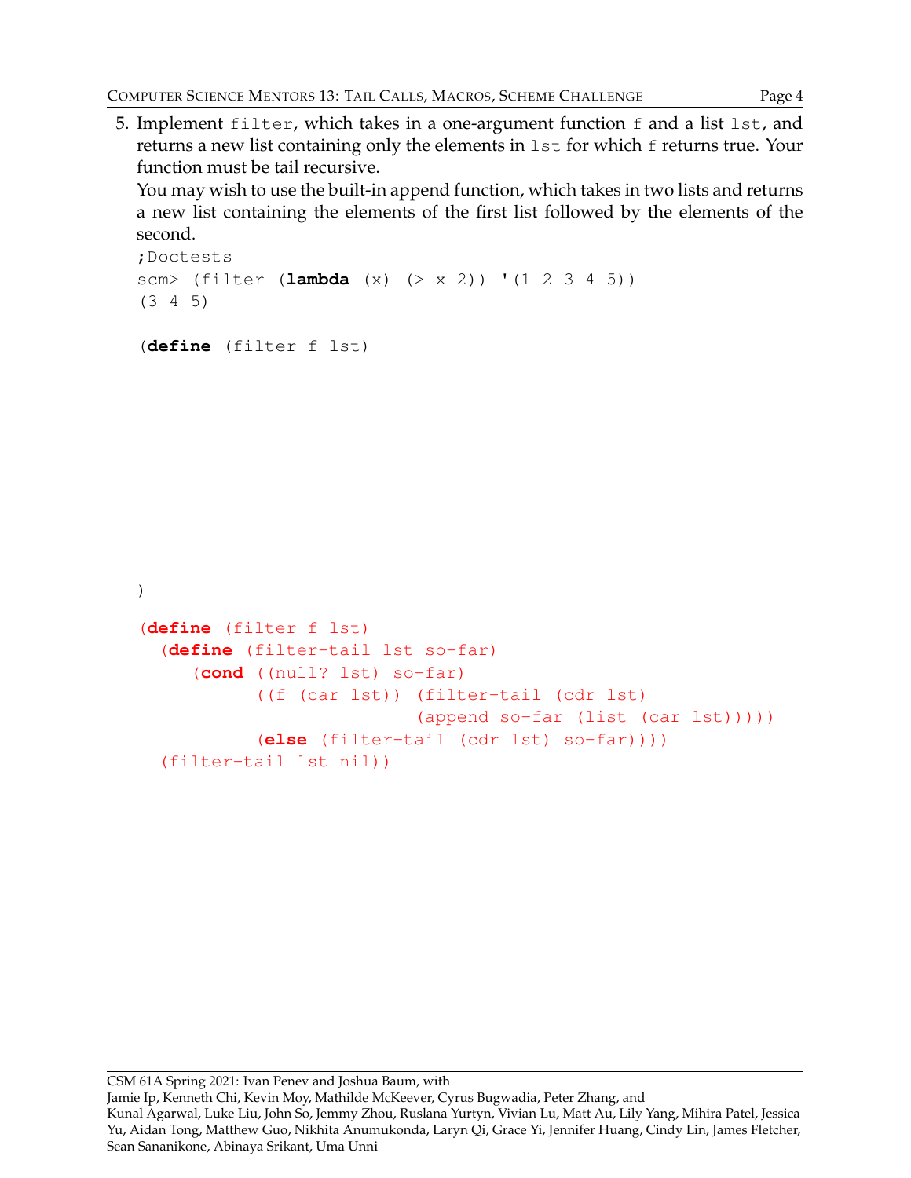5. Implement `filter`, which takes in a one-argument function `f` and a list `lst`, and returns a new list containing only the elements in `lst` for which `f` returns true. Your function must be tail recursive.

   You may wish to use the built-in append function, which takes in two lists and returns a new list containing the elements of the first list followed by the elements of the second.

```
;Doctests
scm> (filter (lambda (x) (> x 2)) '(1 2 3 4 5))
(3 4 5)

(define (filter f lst)

)
```

```
(define (filter f lst)
  (define (filter-tail lst so-far)
     (cond ((null? lst) so-far)
           ((f (car lst)) (filter-tail (cdr lst)
                           (append so-far (list (car lst)))))
           (else (filter-tail (cdr lst) so-far))))
  (filter-tail lst nil))
```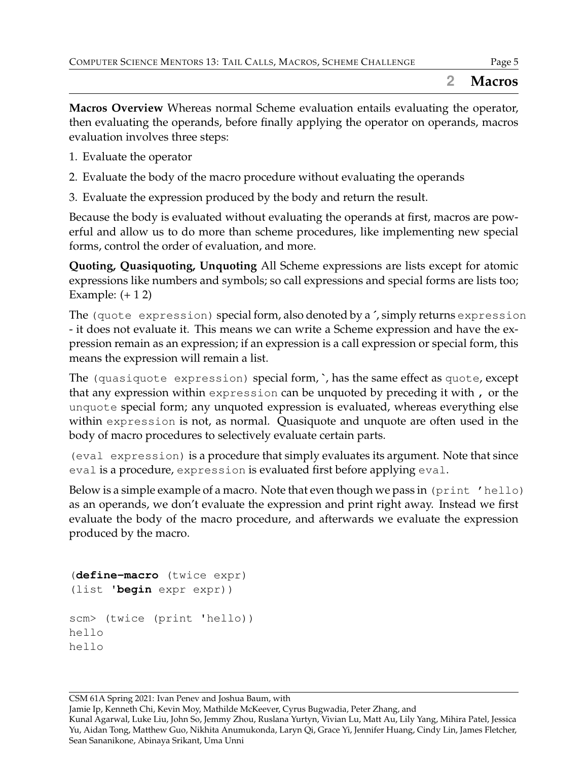## 2 Macros

**Macros Overview** Whereas normal Scheme evaluation entails evaluating the operator, then evaluating the operands, before finally applying the operator on operands, macros evaluation involves three steps:

1. Evaluate the operator
2. Evaluate the body of the macro procedure without evaluating the operands
3. Evaluate the expression produced by the body and return the result.

Because the body is evaluated without evaluating the operands at first, macros are powerful and allow us to do more than scheme procedures, like implementing new special forms, control the order of evaluation, and more.

**Quoting, Quasiquoting, Unquoting** All Scheme expressions are lists except for atomic expressions like numbers and symbols; so call expressions and special forms are lists too; Example: (+ 1 2)

The `(quote expression)` special form, also denoted by a ´, simply returns `expression` - it does not evaluate it. This means we can write a Scheme expression and have the expression remain as an expression; if an expression is a call expression or special form, this means the expression will remain a list.

The `(quasiquote expression)` special form, `, has the same effect as `quote`, except that any expression within `expression` can be unquoted by preceding it with `,` or the `unquote` special form; any unquoted expression is evaluated, whereas everything else within `expression` is not, as normal. Quasiquote and unquote are often used in the body of macro procedures to selectively evaluate certain parts.

`(eval expression)` is a procedure that simply evaluates its argument. Note that since `eval` is a procedure, `expression` is evaluated first before applying `eval`.

Below is a simple example of a macro. Note that even though we pass in `(print 'hello)` as an operands, we don't evaluate the expression and print right away. Instead we first evaluate the body of the macro procedure, and afterwards we evaluate the expression produced by the macro.

```
(define-macro (twice expr)
(list 'begin expr expr))

scm> (twice (print 'hello))
hello
hello
```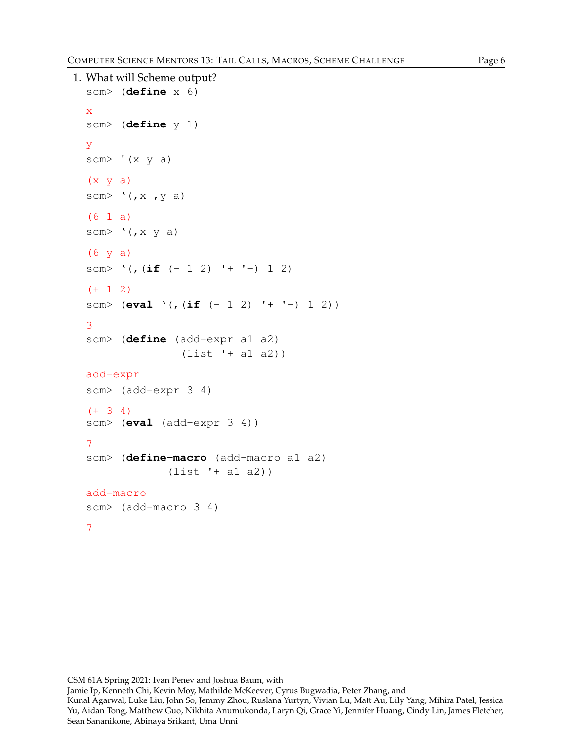1. What will Scheme output?

```
scm> (define x 6)
x
scm> (define y 1)
y
scm> '(x y a)
(x y a)
scm> `(,x ,y a)
(6 1 a)
scm> `(,x y a)
(6 y a)
scm> `(,(if (- 1 2) '+ '-) 1 2)
(+ 1 2)
scm> (eval `(,(if (- 1 2) '+ '-) 1 2))
3
scm> (define (add-expr a1 a2)
             (list '+ a1 a2))
add-expr
scm> (add-expr 3 4)
(+ 3 4)
scm> (eval (add-expr 3 4))
7
scm> (define-macro (add-macro a1 a2)
            (list '+ a1 a2))
add-macro
scm> (add-macro 3 4)
7
```

CSM 61A Spring 2021: Ivan Penev and Joshua Baum, with
Jamie Ip, Kenneth Chi, Kevin Moy, Mathilde McKeever, Cyrus Bugwadia, Peter Zhang, and
Kunal Agarwal, Luke Liu, John So, Jemmy Zhou, Ruslana Yurtyn, Vivian Lu, Matt Au, Lily Yang, Mihira Patel, Jessica Yu, Aidan Tong, Matthew Guo, Nikhita Anumukonda, Laryn Qi, Grace Yi, Jennifer Huang, Cindy Lin, James Fletcher, Sean Sananikone, Abinaya Srikant, Uma Unni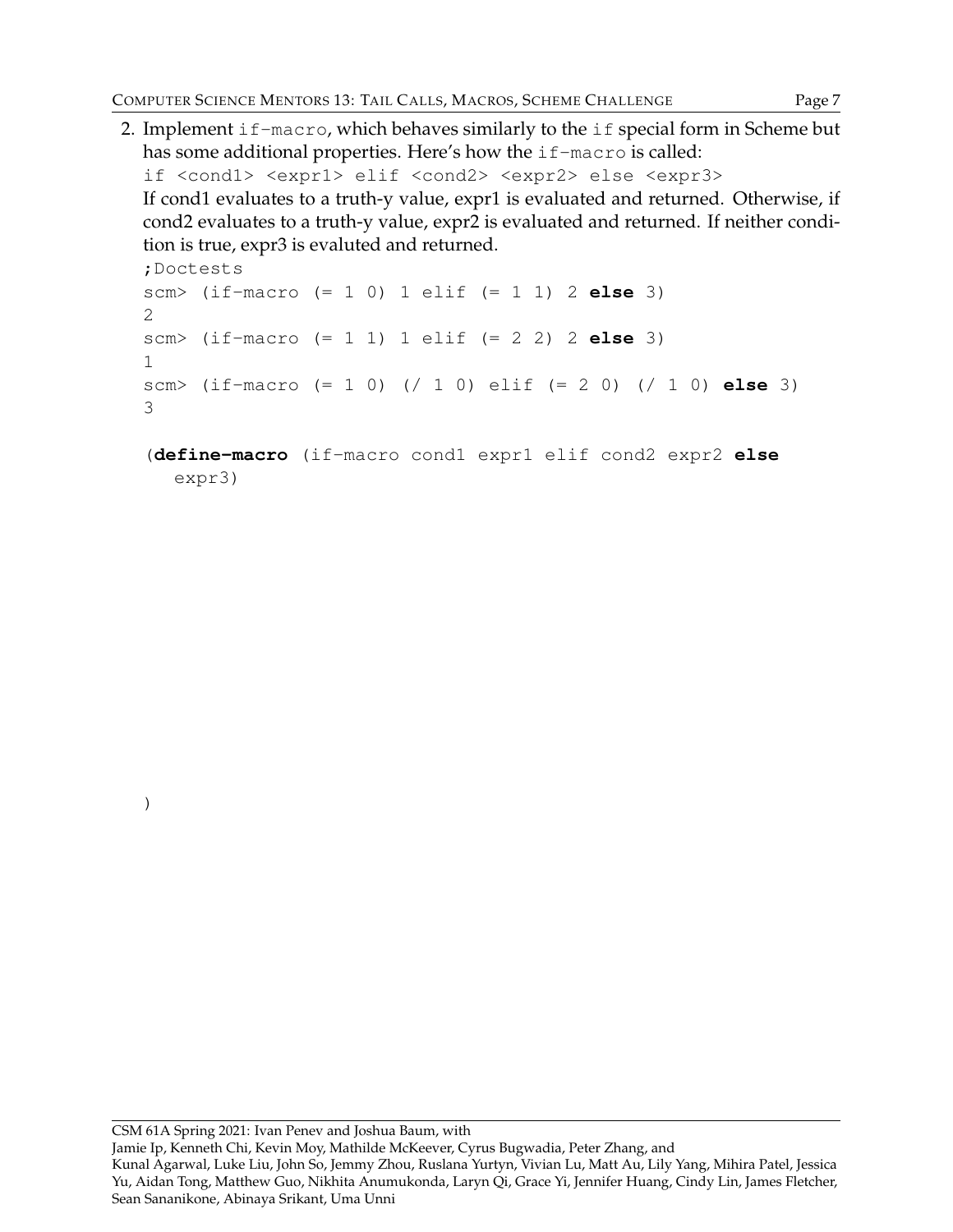2. Implement `if-macro`, which behaves similarly to the `if` special form in Scheme but has some additional properties. Here's how the `if-macro` is called:

   `if <cond1> <expr1> elif <cond2> <expr2> else <expr3>`

   If cond1 evaluates to a truth-y value, expr1 is evaluated and returned. Otherwise, if cond2 evaluates to a truth-y value, expr2 is evaluated and returned. If neither condition is true, expr3 is evaluted and returned.

```
;Doctests
scm> (if-macro (= 1 0) 1 elif (= 1 1) 2 else 3)
2
scm> (if-macro (= 1 1) 1 elif (= 2 2) 2 else 3)
1
scm> (if-macro (= 1 0) (/ 1 0) elif (= 2 0) (/ 1 0) else 3)
3
```

```
(define-macro (if-macro cond1 expr1 elif cond2 expr2 else
   expr3)









)
```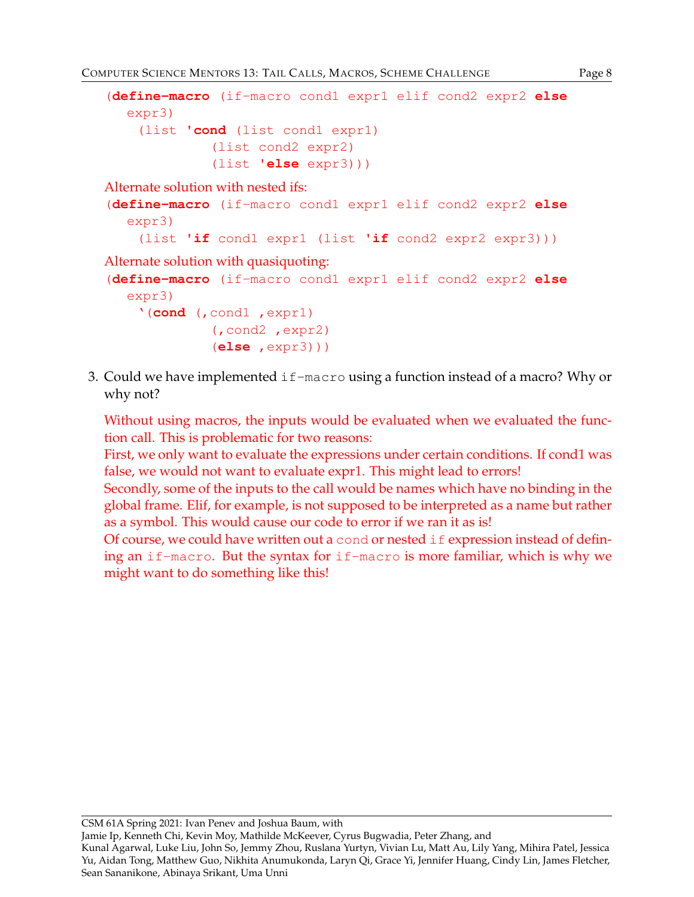```scheme
(define-macro (if-macro cond1 expr1 elif cond2 expr2 else
   expr3)
    (list 'cond (list cond1 expr1)
                (list cond2 expr2)
                (list 'else expr3)))
```

Alternate solution with nested ifs:

```scheme
(define-macro (if-macro cond1 expr1 elif cond2 expr2 else
   expr3)
    (list 'if cond1 expr1 (list 'if cond2 expr2 expr3)))
```

Alternate solution with quasiquoting:

```scheme
(define-macro (if-macro cond1 expr1 elif cond2 expr2 else
   expr3)
    `(cond (,cond1 ,expr1)
           (,cond2 ,expr2)
           (else ,expr3)))
```

3. Could we have implemented `if-macro` using a function instead of a macro? Why or why not?

   Without using macros, the inputs would be evaluated when we evaluated the function call. This is problematic for two reasons:
   First, we only want to evaluate the expressions under certain conditions. If cond1 was false, we would not want to evaluate expr1. This might lead to errors!
   Secondly, some of the inputs to the call would be names which have no binding in the global frame. Elif, for example, is not supposed to be interpreted as a name but rather as a symbol. This would cause our code to error if we ran it as is!
   Of course, we could have written out a `cond` or nested `if` expression instead of defining an `if-macro`. But the syntax for `if-macro` is more familiar, which is why we might want to do something like this!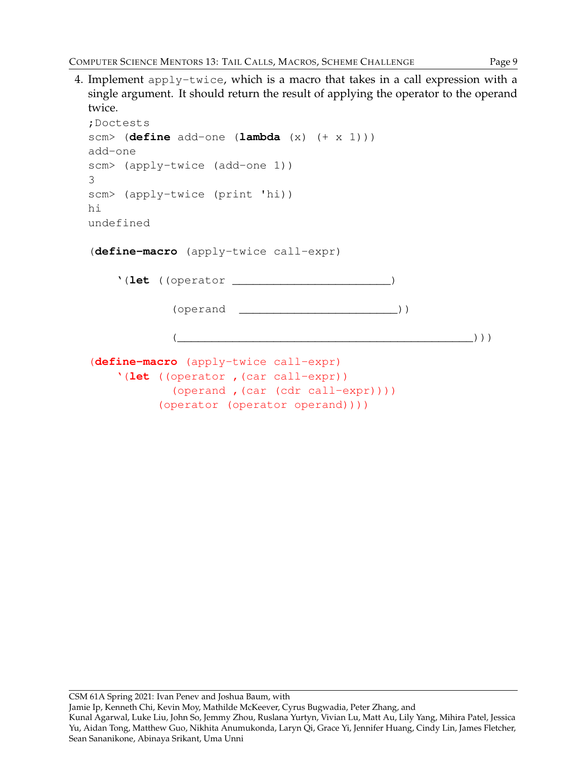4. Implement `apply-twice`, which is a macro that takes in a call expression with a single argument. It should return the result of applying the operator to the operand twice.

```
;Doctests
scm> (define add-one (lambda (x) (+ x 1)))
add-one
scm> (apply-twice (add-one 1))
3
scm> (apply-twice (print 'hi))
hi
undefined
```

```
(define-macro (apply-twice call-expr)

    `(let ((operator ________________________)

           (operand  ________________________))

           (_______________________________________________)))
```

```
(define-macro (apply-twice call-expr)
    `(let ((operator ,(car call-expr))
           (operand ,(car (cdr call-expr))))
         (operator (operator operand))))
```

CSM 61A Spring 2021: Ivan Penev and Joshua Baum, with
Jamie Ip, Kenneth Chi, Kevin Moy, Mathilde McKeever, Cyrus Bugwadia, Peter Zhang, and
Kunal Agarwal, Luke Liu, John So, Jemmy Zhou, Ruslana Yurtyn, Vivian Lu, Matt Au, Lily Yang, Mihira Patel, Jessica Yu, Aidan Tong, Matthew Guo, Nikhita Anumukonda, Laryn Qi, Grace Yi, Jennifer Huang, Cindy Lin, James Fletcher, Sean Sananikone, Abinaya Srikant, Uma Unni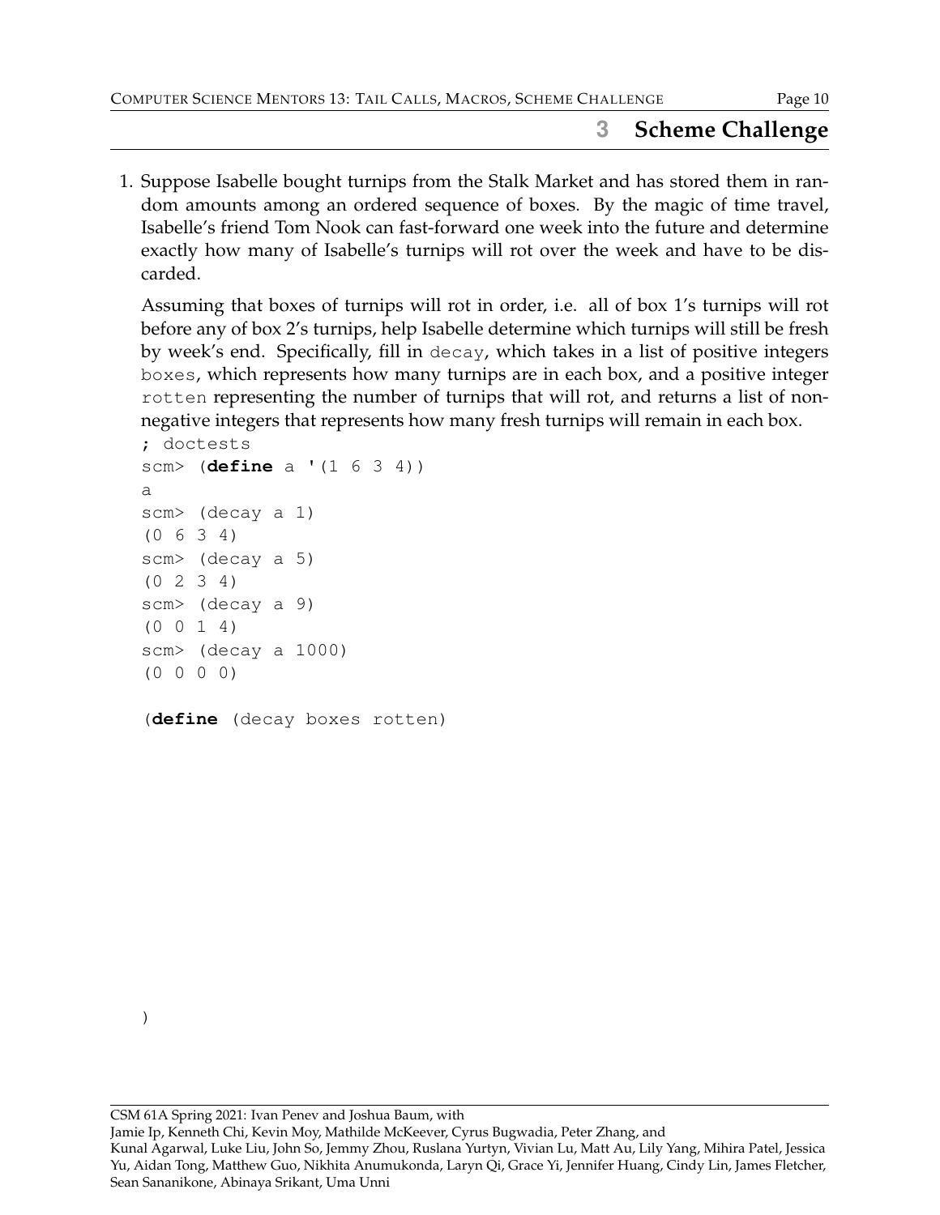## 3 Scheme Challenge

1. Suppose Isabelle bought turnips from the Stalk Market and has stored them in random amounts among an ordered sequence of boxes. By the magic of time travel, Isabelle's friend Tom Nook can fast-forward one week into the future and determine exactly how many of Isabelle's turnips will rot over the week and have to be discarded.

   Assuming that boxes of turnips will rot in order, i.e. all of box 1's turnips will rot before any of box 2's turnips, help Isabelle determine which turnips will still be fresh by week's end. Specifically, fill in `decay`, which takes in a list of positive integers `boxes`, which represents how many turnips are in each box, and a positive integer `rotten` representing the number of turnips that will rot, and returns a list of non-negative integers that represents how many fresh turnips will remain in each box.

```
; doctests
scm> (define a '(1 6 3 4))
a
scm> (decay a 1)
(0 6 3 4)
scm> (decay a 5)
(0 2 3 4)
scm> (decay a 9)
(0 0 1 4)
scm> (decay a 1000)
(0 0 0 0)

(define (decay boxes rotten)

)
```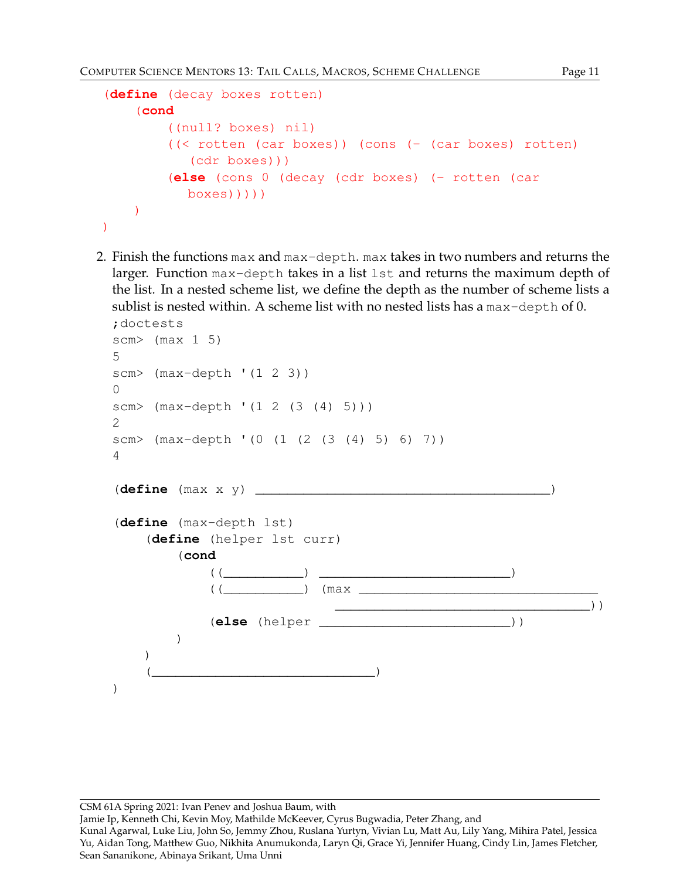```scheme
(define (decay boxes rotten)
    (cond
        ((null? boxes) nil)
        ((< rotten (car boxes)) (cons (- (car boxes) rotten)
           (cdr boxes)))
        (else (cons 0 (decay (cdr boxes) (- rotten (car
           boxes)))))
    )
)
```

2. Finish the functions `max` and `max-depth`. `max` takes in two numbers and returns the larger. Function `max-depth` takes in a list `lst` and returns the maximum depth of the list. In a nested scheme list, we define the depth as the number of scheme lists a sublist is nested within. A scheme list with no nested lists has a `max-depth` of 0.

```scheme
;doctests
scm> (max 1 5)
5
scm> (max-depth '(1 2 3))
0
scm> (max-depth '(1 2 (3 (4) 5)))
2
scm> (max-depth '(0 (1 (2 (3 (4) 5) 6) 7))
4

(define (max x y) ________________________________________)

(define (max-depth lst)
    (define (helper lst curr)
        (cond
            ((__________) ___________________________)
            ((__________) (max __________________________________
                         ____________________________________))
            (else (helper ___________________________))
        )
    )
    (______________________________)
)
```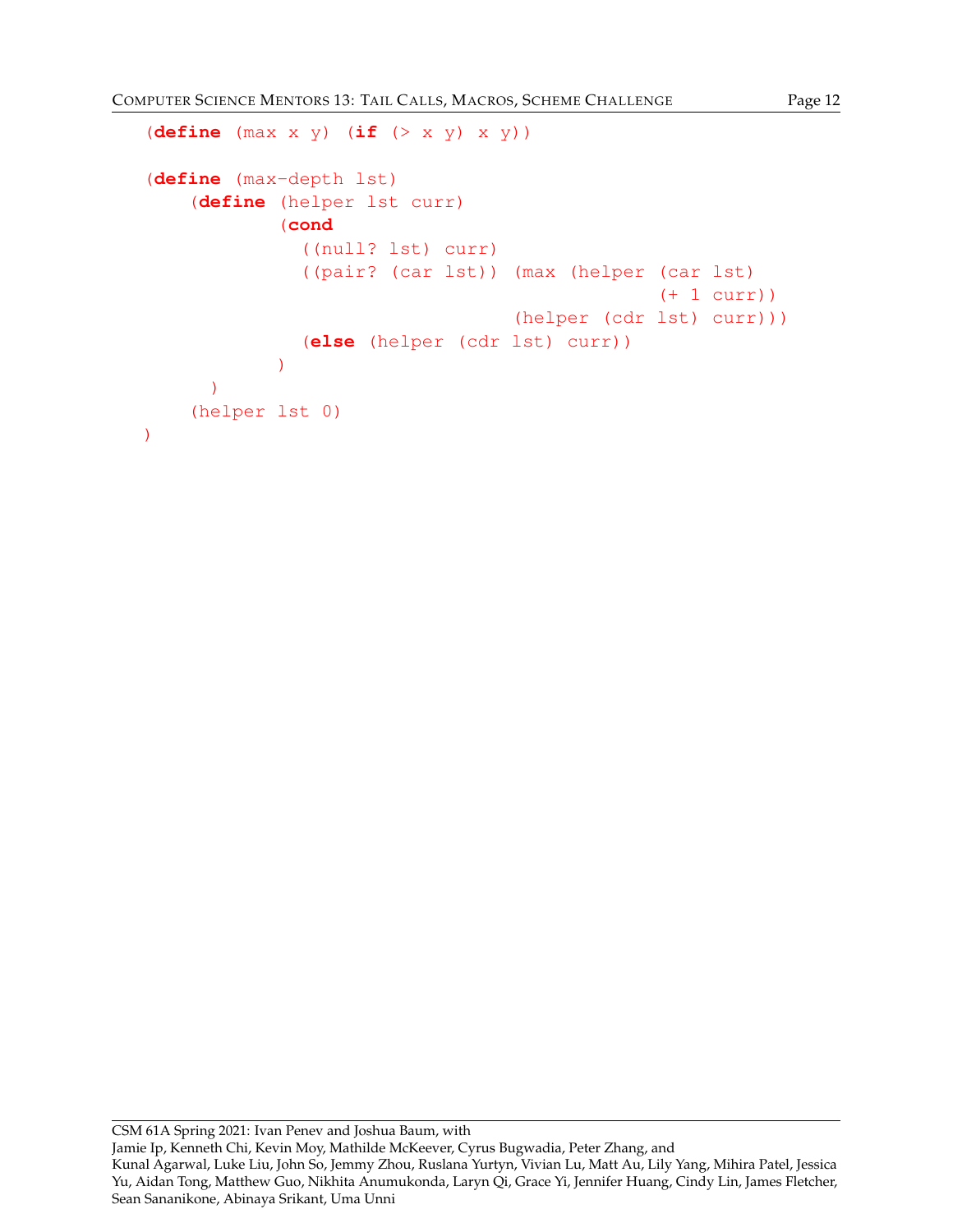```scheme
(define (max x y) (if (> x y) x y))

(define (max-depth lst)
    (define (helper lst curr)
            (cond
              ((null? lst) curr)
              ((pair? (car lst)) (max (helper (car lst)
                                              (+ 1 curr))
                                      (helper (cdr lst) curr)))
              (else (helper (cdr lst) curr))
            )
      )
    (helper lst 0)
)
```

CSM 61A Spring 2021: Ivan Penev and Joshua Baum, with
Jamie Ip, Kenneth Chi, Kevin Moy, Mathilde McKeever, Cyrus Bugwadia, Peter Zhang, and
Kunal Agarwal, Luke Liu, John So, Jemmy Zhou, Ruslana Yurtyn, Vivian Lu, Matt Au, Lily Yang, Mihira Patel, Jessica Yu, Aidan Tong, Matthew Guo, Nikhita Anumukonda, Laryn Qi, Grace Yi, Jennifer Huang, Cindy Lin, James Fletcher, Sean Sananikone, Abinaya Srikant, Uma Unni